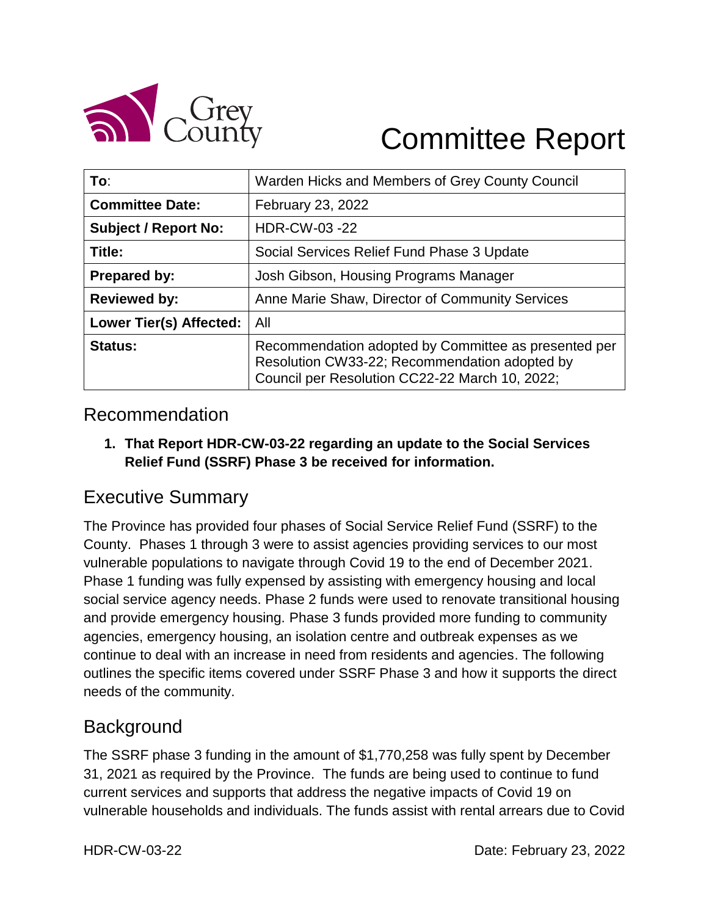Grey County

# Committee Report

| To: | Warden Hicks and Members of Grey County Council |
|---|---|
| Committee Date: | February 23, 2022 |
| Subject / Report No: | HDR-CW-03 -22 |
| Title: | Social Services Relief Fund Phase 3 Update |
| Prepared by: | Josh Gibson, Housing Programs Manager |
| Reviewed by: | Anne Marie Shaw, Director of Community Services |
| Lower Tier(s) Affected: | All |
| Status: | Recommendation adopted by Committee as presented per Resolution CW33-22; Recommendation adopted by Council per Resolution CC22-22 March 10, 2022; |

## Recommendation

1. **That Report HDR-CW-03-22 regarding an update to the Social Services Relief Fund (SSRF) Phase 3 be received for information.**

## Executive Summary

The Province has provided four phases of Social Service Relief Fund (SSRF) to the County. Phases 1 through 3 were to assist agencies providing services to our most vulnerable populations to navigate through Covid 19 to the end of December 2021. Phase 1 funding was fully expensed by assisting with emergency housing and local social service agency needs. Phase 2 funds were used to renovate transitional housing and provide emergency housing. Phase 3 funds provided more funding to community agencies, emergency housing, an isolation centre and outbreak expenses as we continue to deal with an increase in need from residents and agencies. The following outlines the specific items covered under SSRF Phase 3 and how it supports the direct needs of the community.

## Background

The SSRF phase 3 funding in the amount of $1,770,258 was fully spent by December 31, 2021 as required by the Province. The funds are being used to continue to fund current services and supports that address the negative impacts of Covid 19 on vulnerable households and individuals. The funds assist with rental arrears due to Covid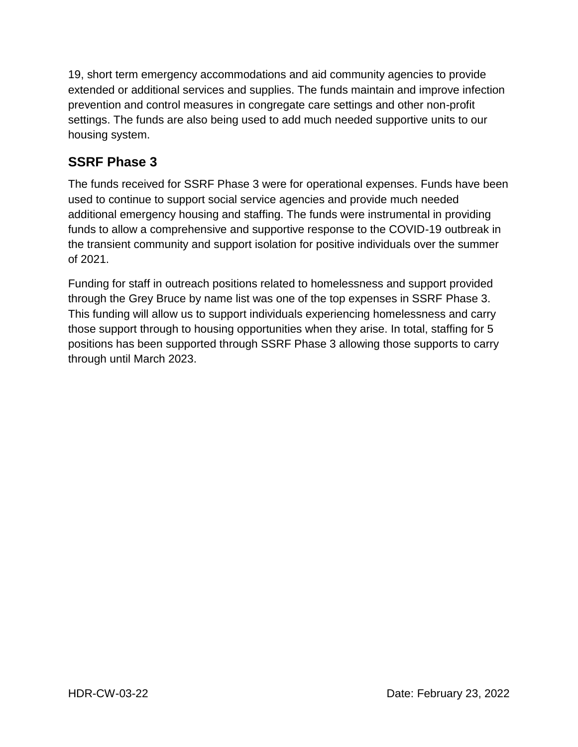19, short term emergency accommodations and aid community agencies to provide extended or additional services and supplies. The funds maintain and improve infection prevention and control measures in congregate care settings and other non-profit settings. The funds are also being used to add much needed supportive units to our housing system.

## SSRF Phase 3

The funds received for SSRF Phase 3 were for operational expenses. Funds have been used to continue to support social service agencies and provide much needed additional emergency housing and staffing. The funds were instrumental in providing funds to allow a comprehensive and supportive response to the COVID-19 outbreak in the transient community and support isolation for positive individuals over the summer of 2021.

Funding for staff in outreach positions related to homelessness and support provided through the Grey Bruce by name list was one of the top expenses in SSRF Phase 3. This funding will allow us to support individuals experiencing homelessness and carry those support through to housing opportunities when they arise. In total, staffing for 5 positions has been supported through SSRF Phase 3 allowing those supports to carry through until March 2023.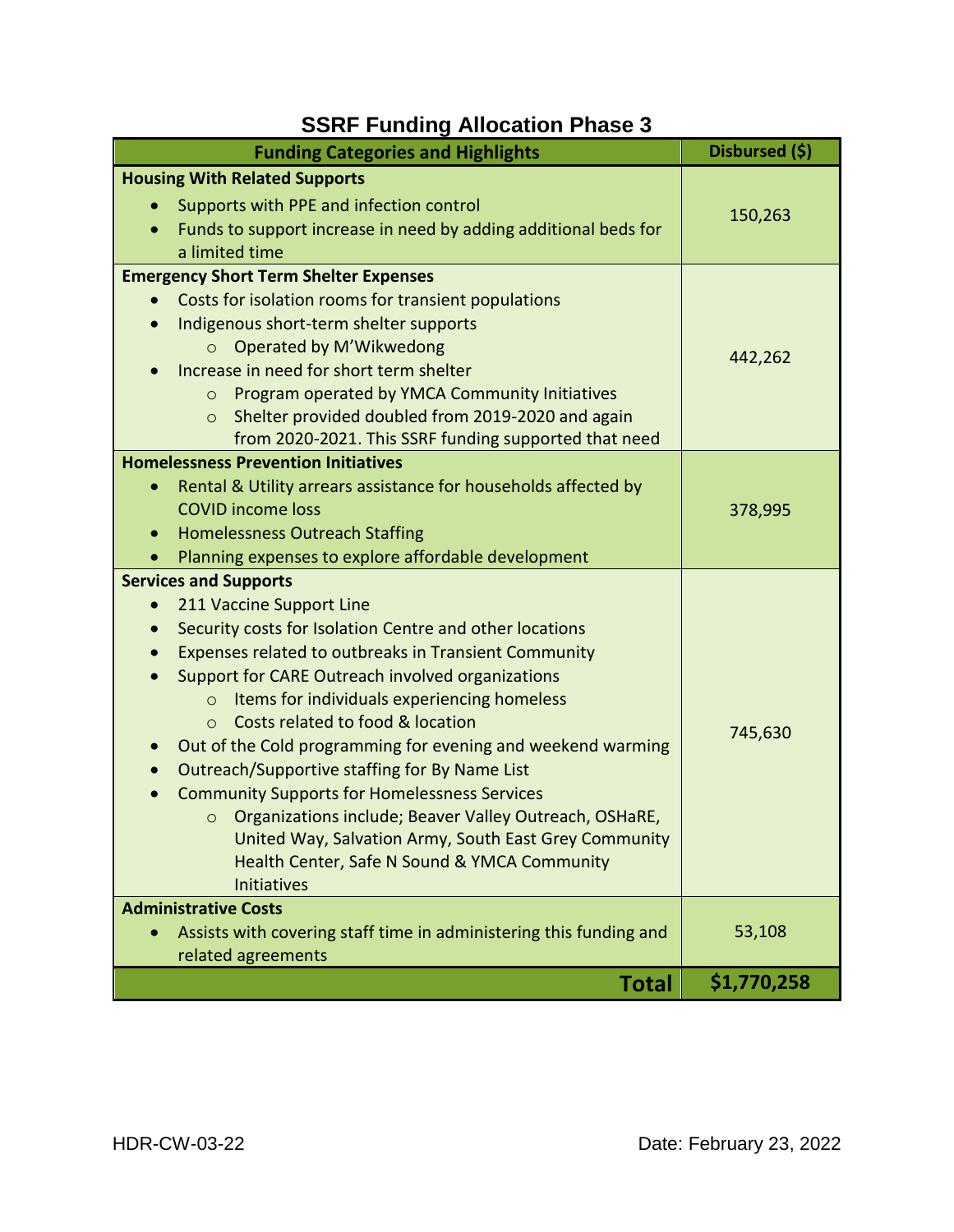# SSRF Funding Allocation Phase 3

| Funding Categories and Highlights | Disbursed ($) |
| --- | --- |
| **Housing With Related Supports**<br>• Supports with PPE and infection control<br>• Funds to support increase in need by adding additional beds for a limited time | 150,263 |
| **Emergency Short Term Shelter Expenses**<br>• Costs for isolation rooms for transient populations<br>• Indigenous short-term shelter supports<br>  ○ Operated by M'Wikwedong<br>• Increase in need for short term shelter<br>  ○ Program operated by YMCA Community Initiatives<br>  ○ Shelter provided doubled from 2019-2020 and again from 2020-2021. This SSRF funding supported that need | 442,262 |
| **Homelessness Prevention Initiatives**<br>• Rental & Utility arrears assistance for households affected by COVID income loss<br>• Homelessness Outreach Staffing<br>• Planning expenses to explore affordable development | 378,995 |
| **Services and Supports**<br>• 211 Vaccine Support Line<br>• Security costs for Isolation Centre and other locations<br>• Expenses related to outbreaks in Transient Community<br>• Support for CARE Outreach involved organizations<br>  ○ Items for individuals experiencing homeless<br>  ○ Costs related to food & location<br>• Out of the Cold programming for evening and weekend warming<br>• Outreach/Supportive staffing for By Name List<br>• Community Supports for Homelessness Services<br>  ○ Organizations include; Beaver Valley Outreach, OSHaRE, United Way, Salvation Army, South East Grey Community Health Center, Safe N Sound & YMCA Community Initiatives | 745,630 |
| **Administrative Costs**<br>• Assists with covering staff time in administering this funding and related agreements | 53,108 |
| **Total** | **$1,770,258** |

HDR-CW-03-22

Date: February 23, 2022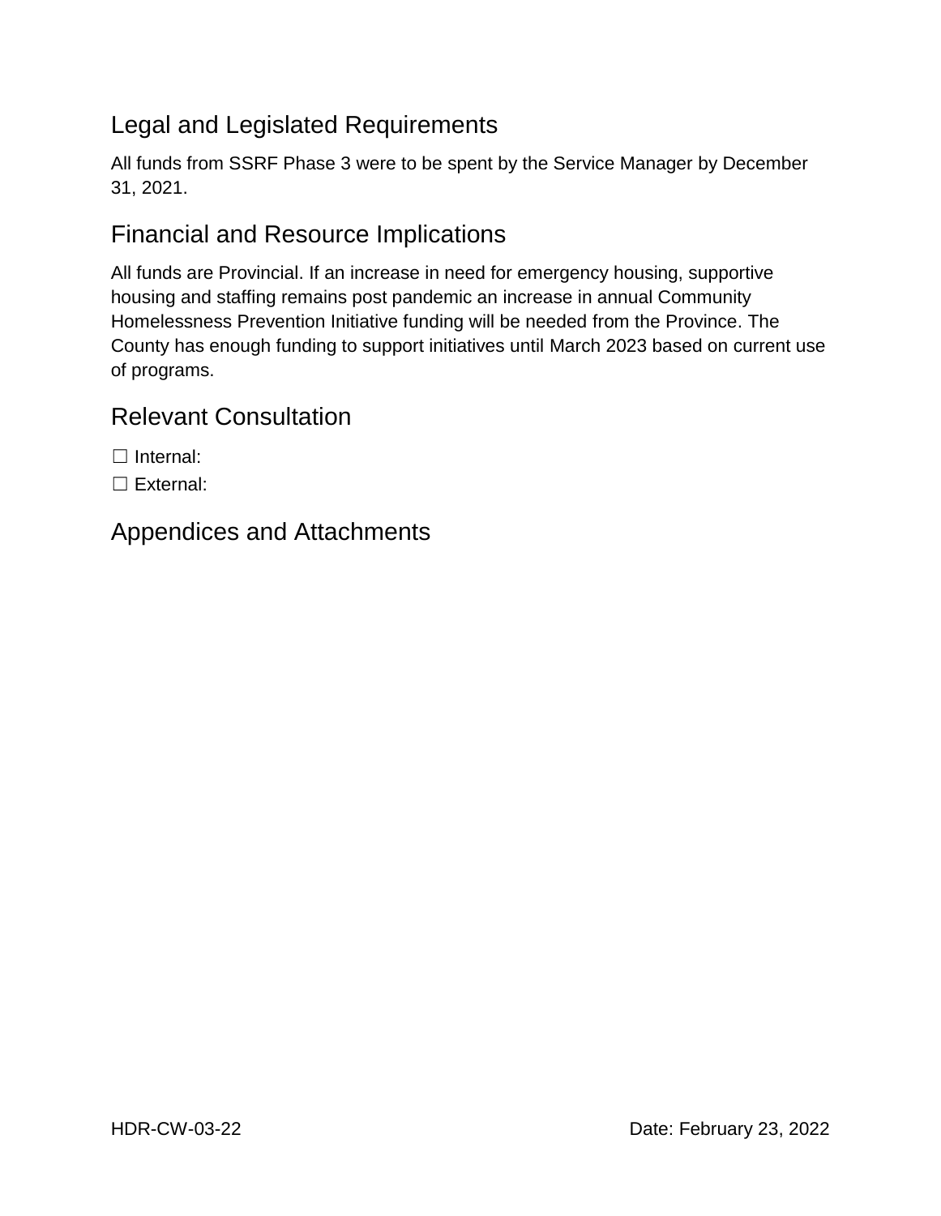## Legal and Legislated Requirements

All funds from SSRF Phase 3 were to be spent by the Service Manager by December 31, 2021.

## Financial and Resource Implications

All funds are Provincial. If an increase in need for emergency housing, supportive housing and staffing remains post pandemic an increase in annual Community Homelessness Prevention Initiative funding will be needed from the Province. The County has enough funding to support initiatives until March 2023 based on current use of programs.

## Relevant Consultation

☐ Internal:
☐ External:

## Appendices and Attachments